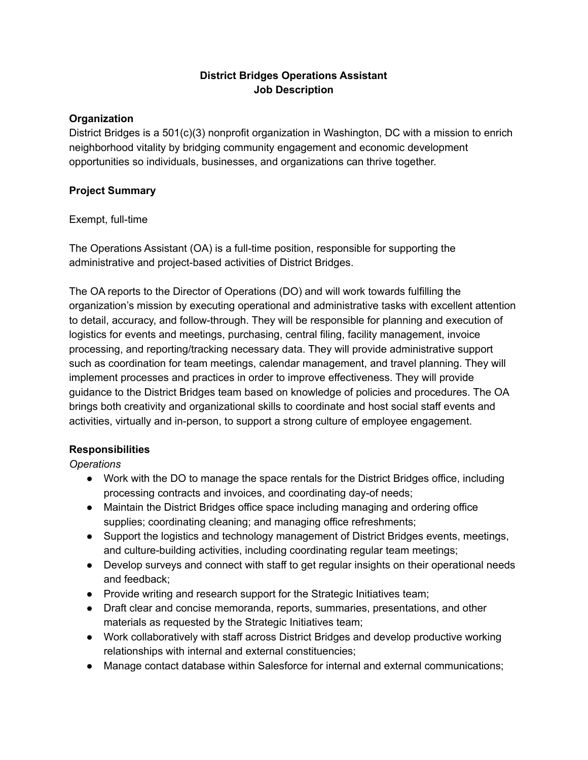# District Bridges Operations Assistant
# Job Description

**Organization**

District Bridges is a 501(c)(3) nonprofit organization in Washington, DC with a mission to enrich neighborhood vitality by bridging community engagement and economic development opportunities so individuals, businesses, and organizations can thrive together.

**Project Summary**

Exempt, full-time

The Operations Assistant (OA) is a full-time position, responsible for supporting the administrative and project-based activities of District Bridges.

The OA reports to the Director of Operations (DO) and will work towards fulfilling the organization's mission by executing operational and administrative tasks with excellent attention to detail, accuracy, and follow-through. They will be responsible for planning and execution of logistics for events and meetings, purchasing, central filing, facility management, invoice processing, and reporting/tracking necessary data. They will provide administrative support such as coordination for team meetings, calendar management, and travel planning. They will implement processes and practices in order to improve effectiveness. They will provide guidance to the District Bridges team based on knowledge of policies and procedures. The OA brings both creativity and organizational skills to coordinate and host social staff events and activities, virtually and in-person, to support a strong culture of employee engagement.

**Responsibilities**

*Operations*

- Work with the DO to manage the space rentals for the District Bridges office, including processing contracts and invoices, and coordinating day-of needs;
- Maintain the District Bridges office space including managing and ordering office supplies; coordinating cleaning; and managing office refreshments;
- Support the logistics and technology management of District Bridges events, meetings, and culture-building activities, including coordinating regular team meetings;
- Develop surveys and connect with staff to get regular insights on their operational needs and feedback;
- Provide writing and research support for the Strategic Initiatives team;
- Draft clear and concise memoranda, reports, summaries, presentations, and other materials as requested by the Strategic Initiatives team;
- Work collaboratively with staff across District Bridges and develop productive working relationships with internal and external constituencies;
- Manage contact database within Salesforce for internal and external communications;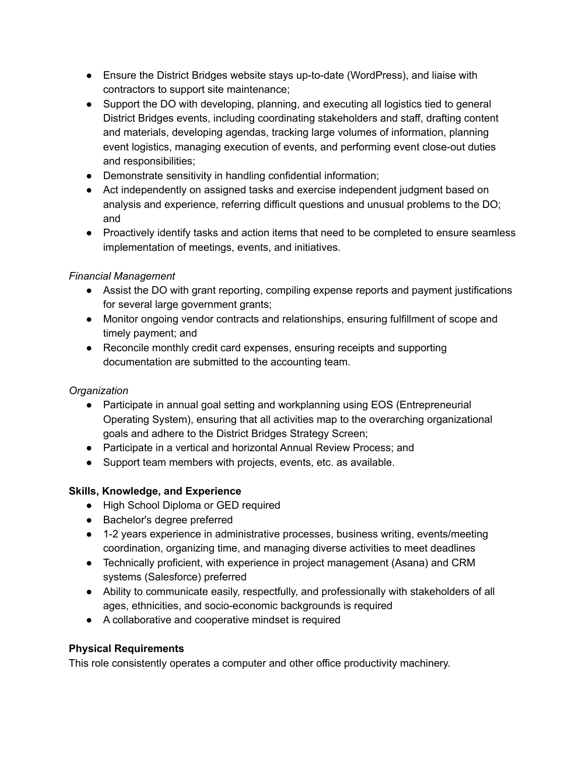- Ensure the District Bridges website stays up-to-date (WordPress), and liaise with contractors to support site maintenance;
- Support the DO with developing, planning, and executing all logistics tied to general District Bridges events, including coordinating stakeholders and staff, drafting content and materials, developing agendas, tracking large volumes of information, planning event logistics, managing execution of events, and performing event close-out duties and responsibilities;
- Demonstrate sensitivity in handling confidential information;
- Act independently on assigned tasks and exercise independent judgment based on analysis and experience, referring difficult questions and unusual problems to the DO; and
- Proactively identify tasks and action items that need to be completed to ensure seamless implementation of meetings, events, and initiatives.

*Financial Management*

- Assist the DO with grant reporting, compiling expense reports and payment justifications for several large government grants;
- Monitor ongoing vendor contracts and relationships, ensuring fulfillment of scope and timely payment; and
- Reconcile monthly credit card expenses, ensuring receipts and supporting documentation are submitted to the accounting team.

*Organization*

- Participate in annual goal setting and workplanning using EOS (Entrepreneurial Operating System), ensuring that all activities map to the overarching organizational goals and adhere to the District Bridges Strategy Screen;
- Participate in a vertical and horizontal Annual Review Process; and
- Support team members with projects, events, etc. as available.

**Skills, Knowledge, and Experience**

- High School Diploma or GED required
- Bachelor's degree preferred
- 1-2 years experience in administrative processes, business writing, events/meeting coordination, organizing time, and managing diverse activities to meet deadlines
- Technically proficient, with experience in project management (Asana) and CRM systems (Salesforce) preferred
- Ability to communicate easily, respectfully, and professionally with stakeholders of all ages, ethnicities, and socio-economic backgrounds is required
- A collaborative and cooperative mindset is required

**Physical Requirements**

This role consistently operates a computer and other office productivity machinery.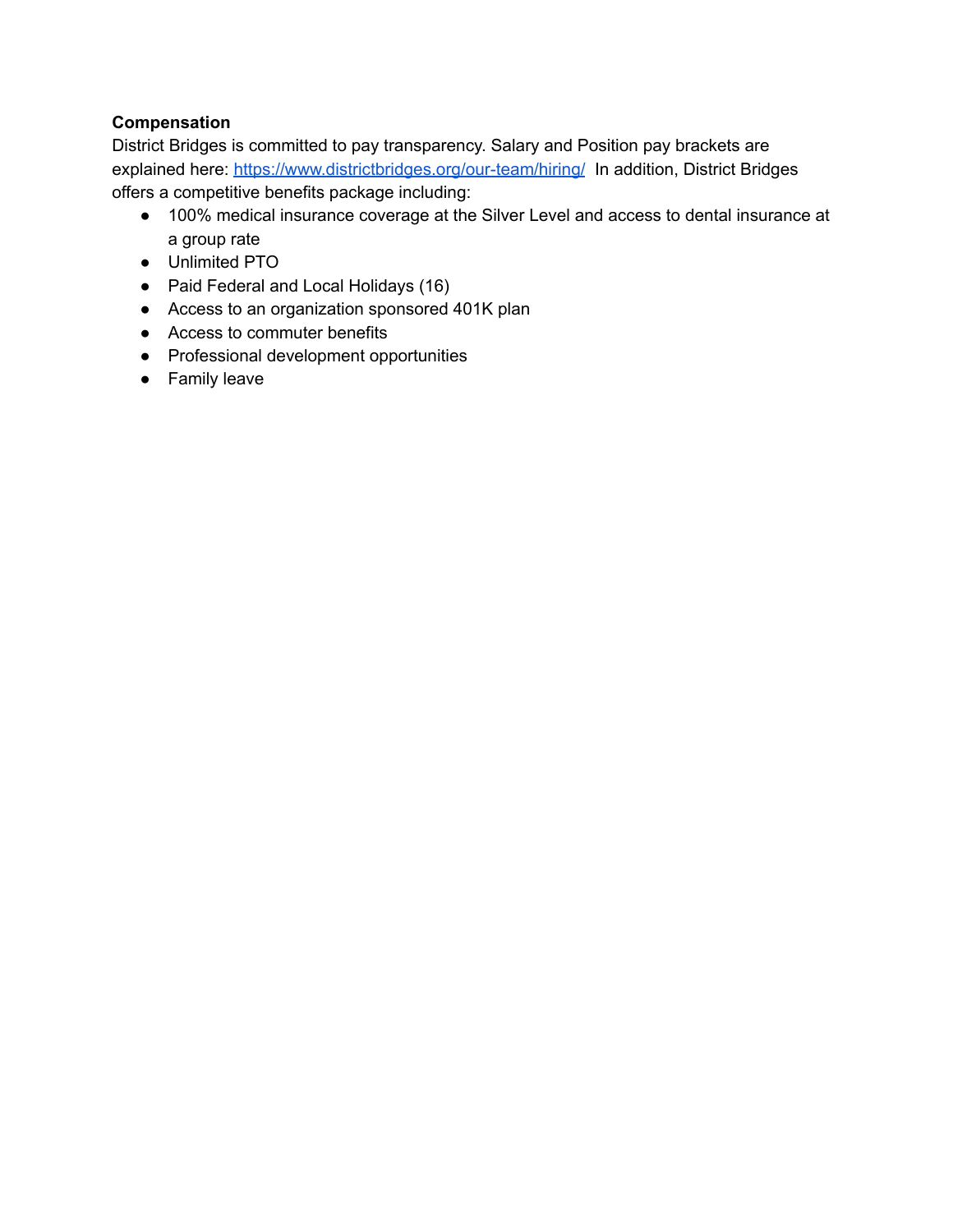**Compensation**

District Bridges is committed to pay transparency. Salary and Position pay brackets are explained here: https://www.districtbridges.org/our-team/hiring/ In addition, District Bridges offers a competitive benefits package including:

- 100% medical insurance coverage at the Silver Level and access to dental insurance at a group rate
- Unlimited PTO
- Paid Federal and Local Holidays (16)
- Access to an organization sponsored 401K plan
- Access to commuter benefits
- Professional development opportunities
- Family leave